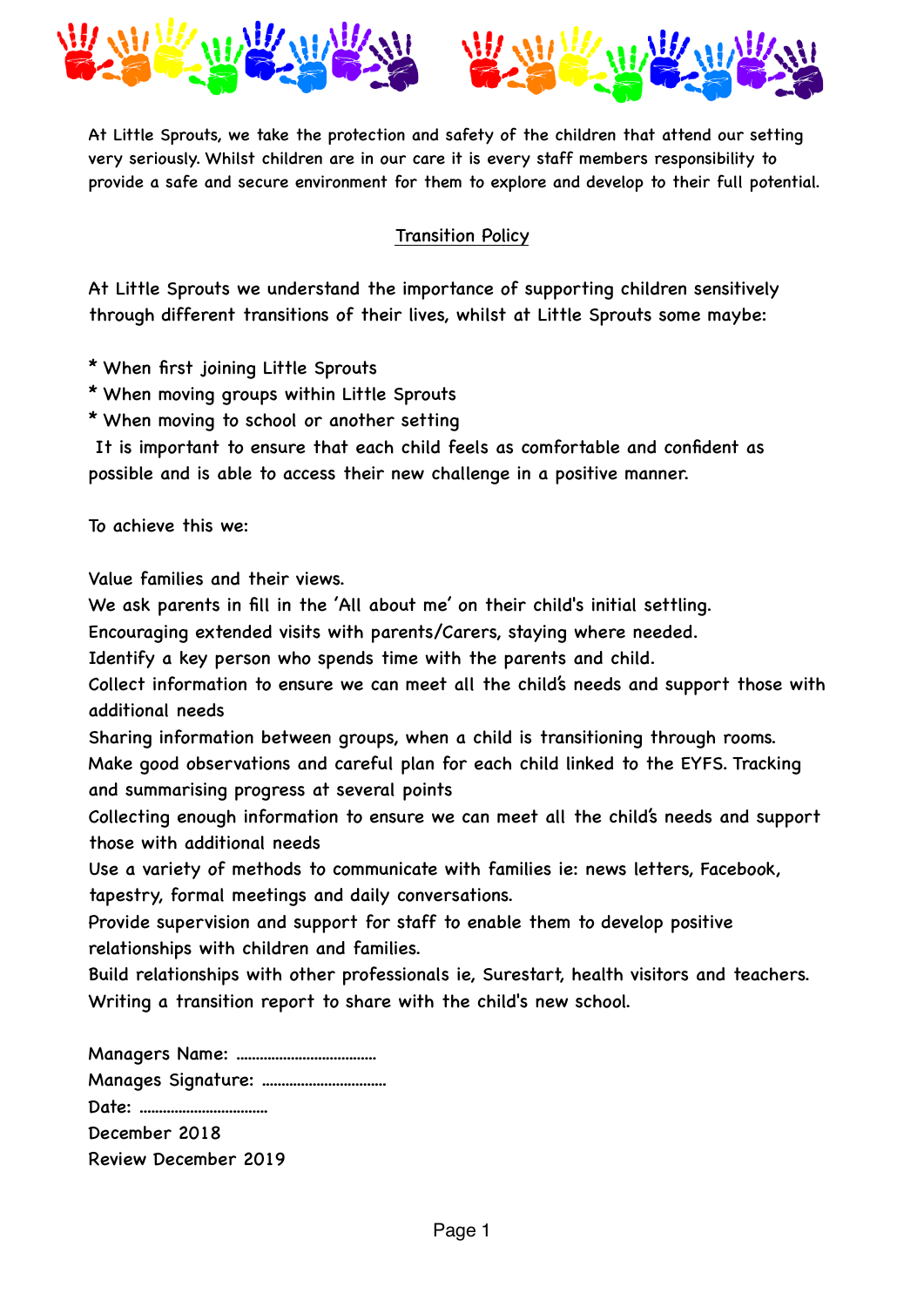At Little Sprouts, we take the protection and safety of the children that attend our setting very seriously. Whilst children are in our care it is every staff members responsibility to provide a safe and secure environment for them to explore and develop to their full potential.

## Transition Policy

At Little Sprouts we understand the importance of supporting children sensitively through different transitions of their lives, whilst at Little Sprouts some maybe:

* When first joining Little Sprouts
* When moving groups within Little Sprouts
* When moving to school or another setting

It is important to ensure that each child feels as comfortable and confident as possible and is able to access their new challenge in a positive manner.

To achieve this we:

Value families and their views.
We ask parents in fill in the 'All about me' on their child's initial settling.
Encouraging extended visits with parents/Carers, staying where needed.
Identify a key person who spends time with the parents and child.
Collect information to ensure we can meet all the child's needs and support those with additional needs
Sharing information between groups, when a child is transitioning through rooms.
Make good observations and careful plan for each child linked to the EYFS. Tracking and summarising progress at several points
Collecting enough information to ensure we can meet all the child's needs and support those with additional needs
Use a variety of methods to communicate with families ie: news letters, Facebook, tapestry, formal meetings and daily conversations.
Provide supervision and support for staff to enable them to develop positive relationships with children and families.
Build relationships with other professionals ie, Surestart, health visitors and teachers.
Writing a transition report to share with the child's new school.

Managers Name: ………………………………
Manages Signature: ……………………………
Date: ……………………………
December 2018
Review December 2019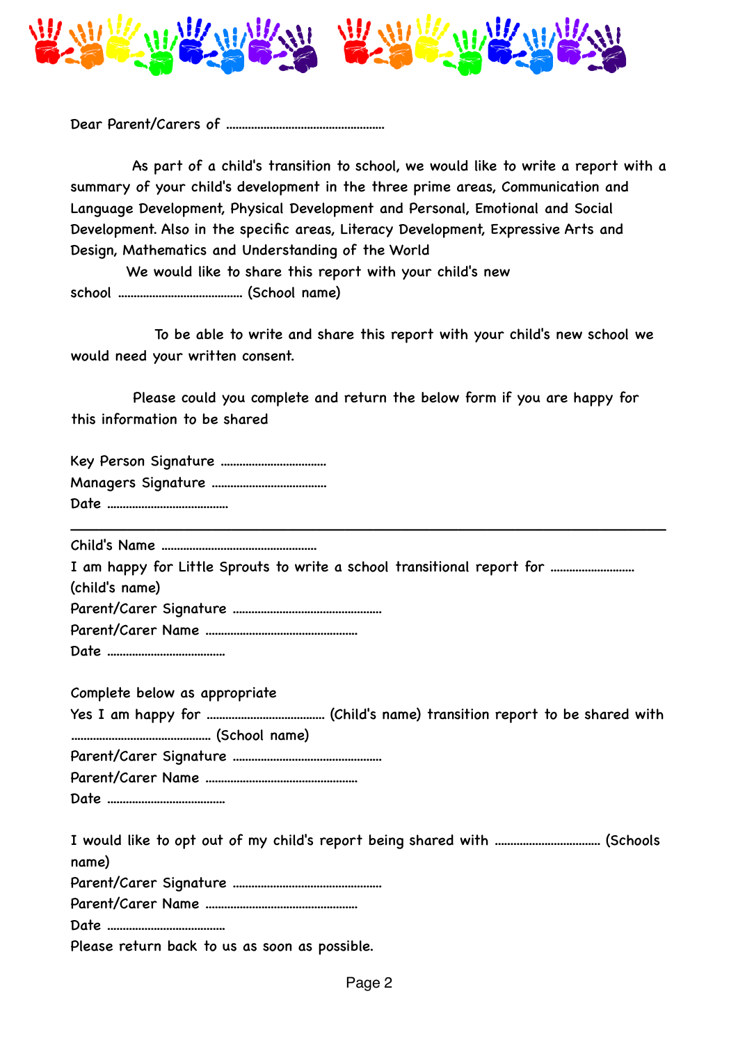Dear Parent/Carers of ...................................................

As part of a child's transition to school, we would like to write a report with a summary of your child's development in the three prime areas, Communication and Language Development, Physical Development and Personal, Emotional and Social Development. Also in the specific areas, Literacy Development, Expressive Arts and Design, Mathematics and Understanding of the World

We would like to share this report with your child's new school ........................................ (School name)

To be able to write and share this report with your child's new school we would need your written consent.

Please could you complete and return the below form if you are happy for this information to be shared

Key Person Signature ..................................
Managers Signature .....................................
Date .......................................

---

Child's Name ...................................................
I am happy for Little Sprouts to write a school transitional report for ........................... (child's name)
Parent/Carer Signature ................................................
Parent/Carer Name .................................................
Date ......................................

Complete below as appropriate
Yes I am happy for ...................................... (Child's name) transition report to be shared with ............................................ (School name)
Parent/Carer Signature ................................................
Parent/Carer Name .................................................
Date ......................................

I would like to opt out of my child's report being shared with .................................. (Schools name)
Parent/Carer Signature ................................................
Parent/Carer Name .................................................
Date ......................................
Please return back to us as soon as possible.